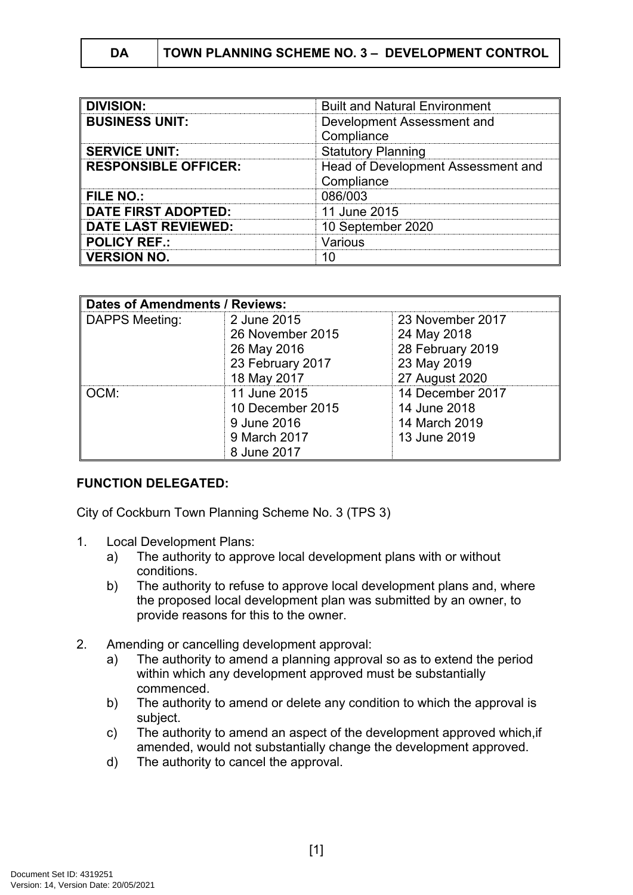| DA | TOWN PLANNING SCHEME NO. 3 – DEVELOPMENT CONTROL |
|---|---|

| | |
|---|---|
| **DIVISION:** | Built and Natural Environment |
| **BUSINESS UNIT:** | Development Assessment and Compliance |
| **SERVICE UNIT:** | Statutory Planning |
| **RESPONSIBLE OFFICER:** | Head of Development Assessment and Compliance |
| **FILE NO.:** | 086/003 |
| **DATE FIRST ADOPTED:** | 11 June 2015 |
| **DATE LAST REVIEWED:** | 10 September 2020 |
| **POLICY REF.:** | Various |
| **VERSION NO.** | 10 |

| **Dates of Amendments / Reviews:** | | |
|---|---|---|
| DAPPS Meeting: | 2 June 2015<br>26 November 2015<br>26 May 2016<br>23 February 2017<br>18 May 2017 | 23 November 2017<br>24 May 2018<br>28 February 2019<br>23 May 2019<br>27 August 2020 |
| OCM: | 11 June 2015<br>10 December 2015<br>9 June 2016<br>9 March 2017<br>8 June 2017 | 14 December 2017<br>14 June 2018<br>14 March 2019<br>13 June 2019 |

**FUNCTION DELEGATED:**

City of Cockburn Town Planning Scheme No. 3 (TPS 3)

1. Local Development Plans:
   a) The authority to approve local development plans with or without conditions.
   b) The authority to refuse to approve local development plans and, where the proposed local development plan was submitted by an owner, to provide reasons for this to the owner.

2. Amending or cancelling development approval:
   a) The authority to amend a planning approval so as to extend the period within which any development approved must be substantially commenced.
   b) The authority to amend or delete any condition to which the approval is subject.
   c) The authority to amend an aspect of the development approved which,if amended, would not substantially change the development approved.
   d) The authority to cancel the approval.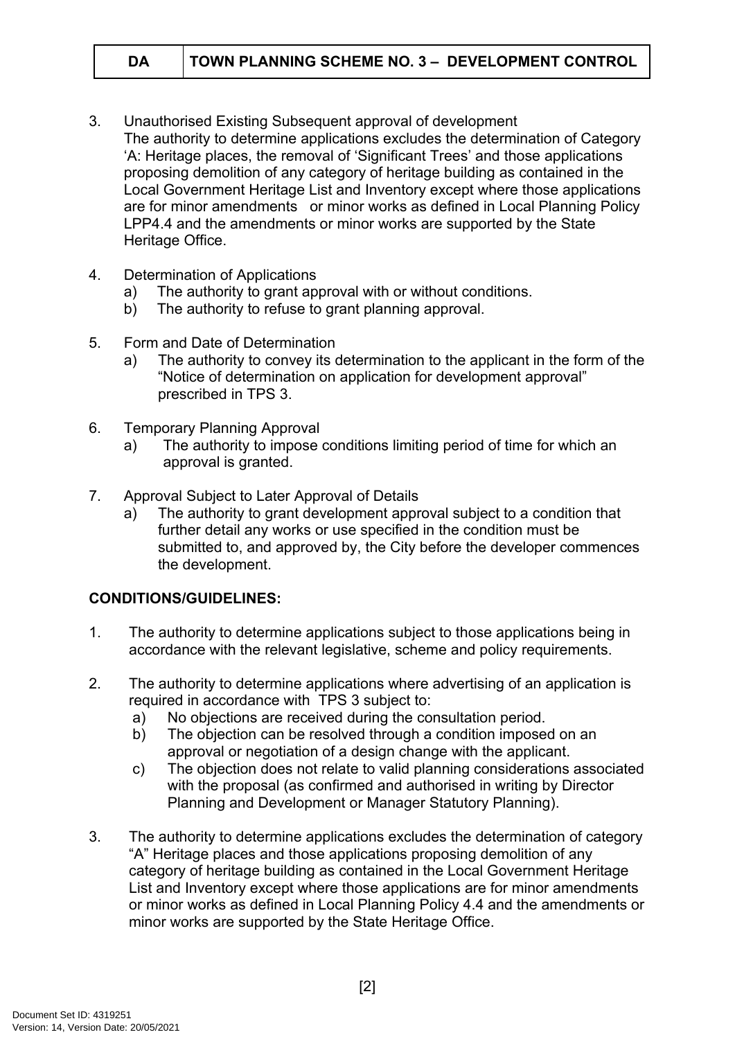| DA | TOWN PLANNING SCHEME NO. 3 – DEVELOPMENT CONTROL |
|---|---|

3. Unauthorised Existing Subsequent approval of development
   The authority to determine applications excludes the determination of Category 'A: Heritage places, the removal of 'Significant Trees' and those applications proposing demolition of any category of heritage building as contained in the Local Government Heritage List and Inventory except where those applications are for minor amendments or minor works as defined in Local Planning Policy LPP4.4 and the amendments or minor works are supported by the State Heritage Office.

4. Determination of Applications
   a) The authority to grant approval with or without conditions.
   b) The authority to refuse to grant planning approval.

5. Form and Date of Determination
   a) The authority to convey its determination to the applicant in the form of the "Notice of determination on application for development approval" prescribed in TPS 3.

6. Temporary Planning Approval
   a) The authority to impose conditions limiting period of time for which an approval is granted.

7. Approval Subject to Later Approval of Details
   a) The authority to grant development approval subject to a condition that further detail any works or use specified in the condition must be submitted to, and approved by, the City before the developer commences the development.

**CONDITIONS/GUIDELINES:**

1. The authority to determine applications subject to those applications being in accordance with the relevant legislative, scheme and policy requirements.

2. The authority to determine applications where advertising of an application is required in accordance with TPS 3 subject to:
   a) No objections are received during the consultation period.
   b) The objection can be resolved through a condition imposed on an approval or negotiation of a design change with the applicant.
   c) The objection does not relate to valid planning considerations associated with the proposal (as confirmed and authorised in writing by Director Planning and Development or Manager Statutory Planning).

3. The authority to determine applications excludes the determination of category "A" Heritage places and those applications proposing demolition of any category of heritage building as contained in the Local Government Heritage List and Inventory except where those applications are for minor amendments or minor works as defined in Local Planning Policy 4.4 and the amendments or minor works are supported by the State Heritage Office.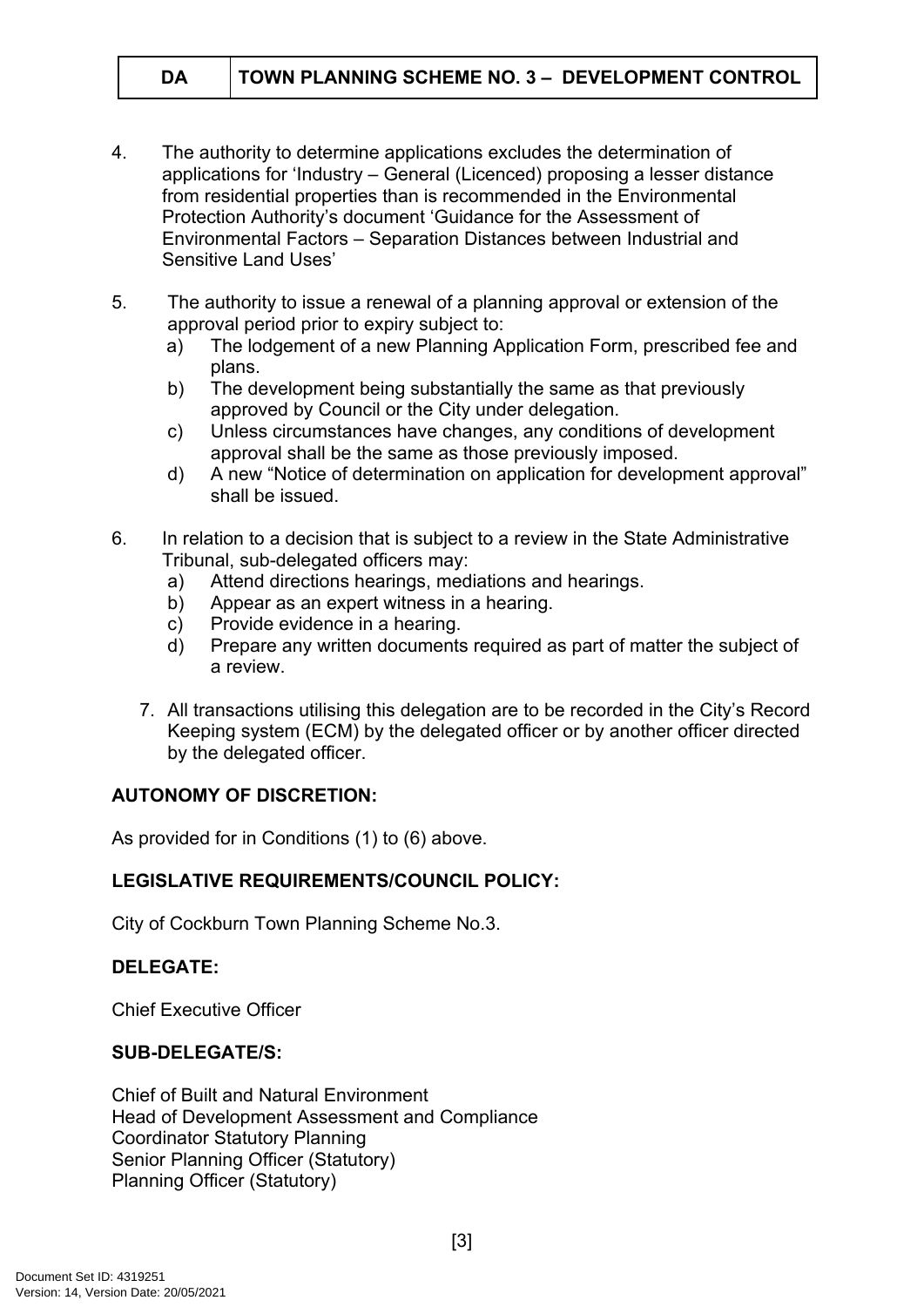4. The authority to determine applications excludes the determination of applications for 'Industry – General (Licenced) proposing a lesser distance from residential properties than is recommended in the Environmental Protection Authority's document 'Guidance for the Assessment of Environmental Factors – Separation Distances between Industrial and Sensitive Land Uses'

5. The authority to issue a renewal of a planning approval or extension of the approval period prior to expiry subject to:
   a) The lodgement of a new Planning Application Form, prescribed fee and plans.
   b) The development being substantially the same as that previously approved by Council or the City under delegation.
   c) Unless circumstances have changes, any conditions of development approval shall be the same as those previously imposed.
   d) A new "Notice of determination on application for development approval" shall be issued.

6. In relation to a decision that is subject to a review in the State Administrative Tribunal, sub-delegated officers may:
   a) Attend directions hearings, mediations and hearings.
   b) Appear as an expert witness in a hearing.
   c) Provide evidence in a hearing.
   d) Prepare any written documents required as part of matter the subject of a review.

7. All transactions utilising this delegation are to be recorded in the City's Record Keeping system (ECM) by the delegated officer or by another officer directed by the delegated officer.

**AUTONOMY OF DISCRETION:**

As provided for in Conditions (1) to (6) above.

**LEGISLATIVE REQUIREMENTS/COUNCIL POLICY:**

City of Cockburn Town Planning Scheme No.3.

**DELEGATE:**

Chief Executive Officer

**SUB-DELEGATE/S:**

Chief of Built and Natural Environment
Head of Development Assessment and Compliance
Coordinator Statutory Planning
Senior Planning Officer (Statutory)
Planning Officer (Statutory)